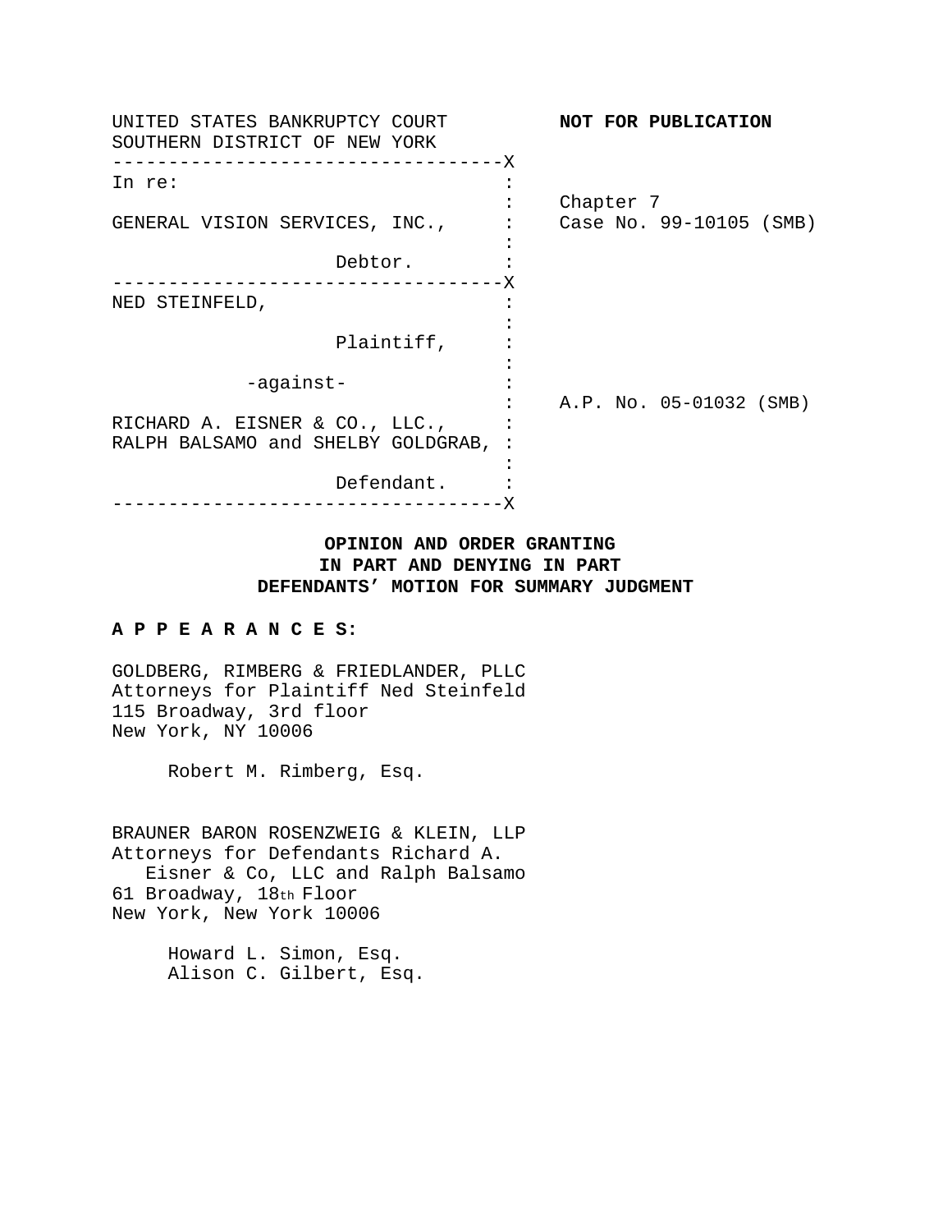UNITED STATES BANKRUPTCY COURT
SOUTHERN DISTRICT OF NEW YORK

**NOT FOR PUBLICATION**

| | |
|---|---|
| In re:<br><br>GENERAL VISION SERVICES, INC.,<br><br>Debtor. | Chapter 7<br>Case No. 99-10105 (SMB) |
| NED STEINFELD,<br><br>Plaintiff,<br><br>-against-<br><br>RICHARD A. EISNER & CO., LLC.,<br>RALPH BALSAMO and SHELBY GOLDGRAB,<br><br>Defendant. | A.P. No. 05-01032 (SMB) |

**OPINION AND ORDER GRANTING IN PART AND DENYING IN PART DEFENDANTS' MOTION FOR SUMMARY JUDGMENT**

**A P P E A R A N C E S:**

GOLDBERG, RIMBERG & FRIEDLANDER, PLLC
Attorneys for Plaintiff Ned Steinfeld
115 Broadway, 3rd floor
New York, NY 10006

Robert M. Rimberg, Esq.

BRAUNER BARON ROSENZWEIG & KLEIN, LLP
Attorneys for Defendants Richard A. Eisner & Co, LLC and Ralph Balsamo
61 Broadway, 18th Floor
New York, New York 10006

Howard L. Simon, Esq.
Alison C. Gilbert, Esq.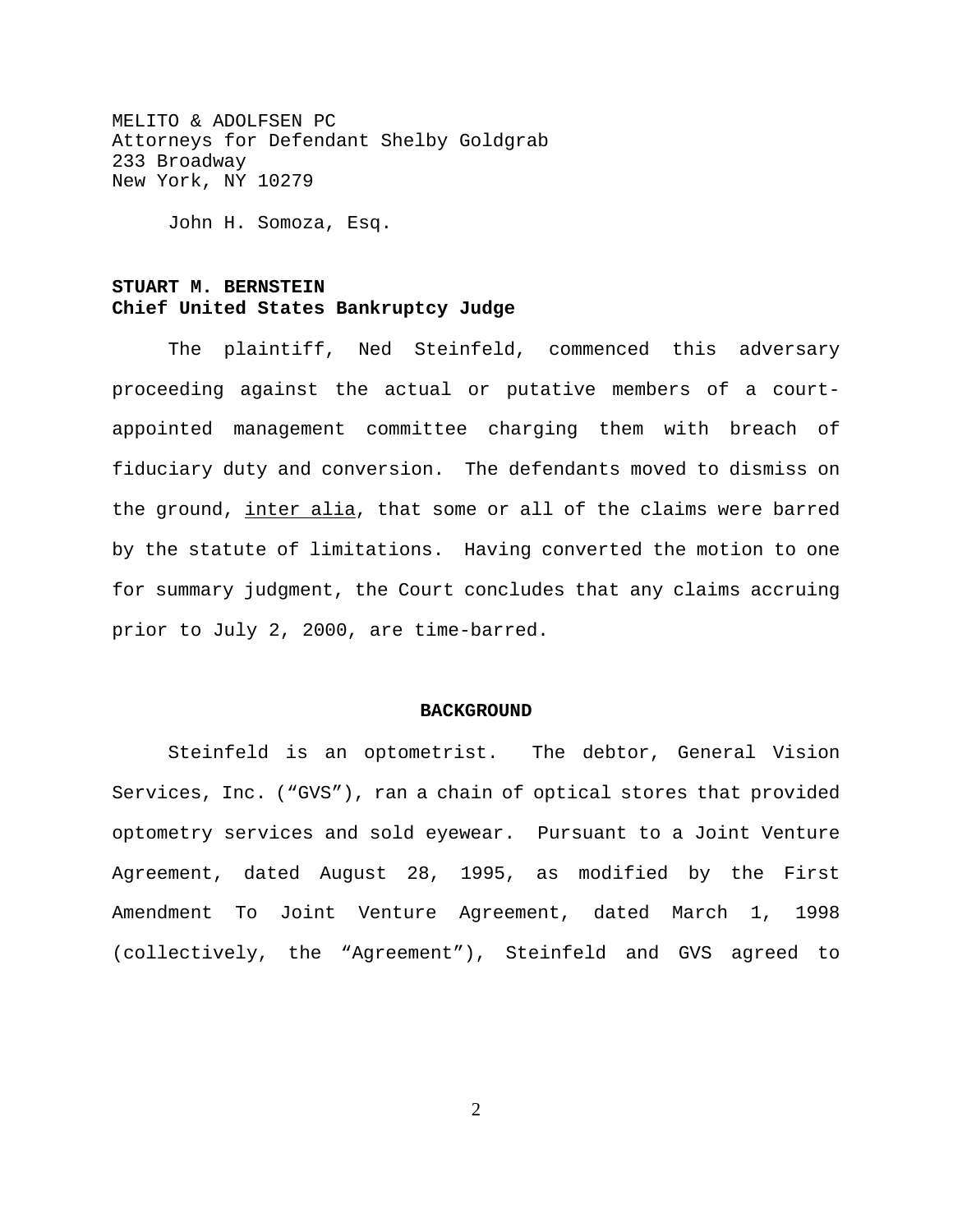MELITO & ADOLFSEN PC
Attorneys for Defendant Shelby Goldgrab
233 Broadway
New York, NY 10279

John H. Somoza, Esq.

**STUART M. BERNSTEIN**
**Chief United States Bankruptcy Judge**

The plaintiff, Ned Steinfeld, commenced this adversary proceeding against the actual or putative members of a court-appointed management committee charging them with breach of fiduciary duty and conversion. The defendants moved to dismiss on the ground, inter alia, that some or all of the claims were barred by the statute of limitations. Having converted the motion to one for summary judgment, the Court concludes that any claims accruing prior to July 2, 2000, are time-barred.

## BACKGROUND

Steinfeld is an optometrist. The debtor, General Vision Services, Inc. ("GVS"), ran a chain of optical stores that provided optometry services and sold eyewear. Pursuant to a Joint Venture Agreement, dated August 28, 1995, as modified by the First Amendment To Joint Venture Agreement, dated March 1, 1998 (collectively, the "Agreement"), Steinfeld and GVS agreed to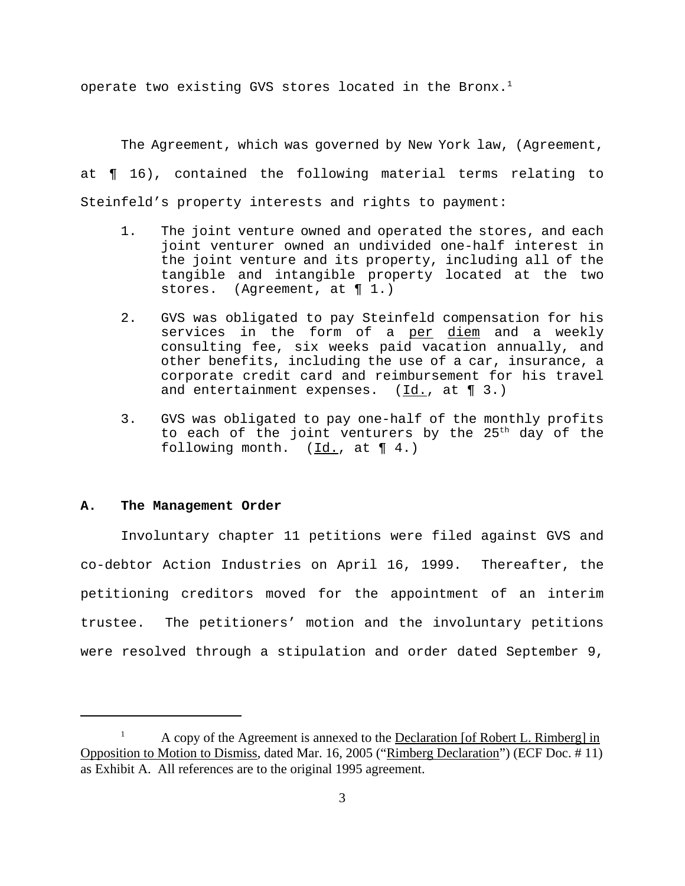operate two existing GVS stores located in the Bronx.[1]

The Agreement, which was governed by New York law, (Agreement, at ¶ 16), contained the following material terms relating to Steinfeld's property interests and rights to payment:

1. The joint venture owned and operated the stores, and each joint venturer owned an undivided one-half interest in the joint venture and its property, including all of the tangible and intangible property located at the two stores. (Agreement, at ¶ 1.)

2. GVS was obligated to pay Steinfeld compensation for his services in the form of a per diem and a weekly consulting fee, six weeks paid vacation annually, and other benefits, including the use of a car, insurance, a corporate credit card and reimbursement for his travel and entertainment expenses. (Id., at ¶ 3.)

3. GVS was obligated to pay one-half of the monthly profits to each of the joint venturers by the 25th day of the following month. (Id., at ¶ 4.)

**A. The Management Order**

Involuntary chapter 11 petitions were filed against GVS and co-debtor Action Industries on April 16, 1999. Thereafter, the petitioning creditors moved for the appointment of an interim trustee. The petitioners' motion and the involuntary petitions were resolved through a stipulation and order dated September 9,

[1] A copy of the Agreement is annexed to the Declaration [of Robert L. Rimberg] in Opposition to Motion to Dismiss, dated Mar. 16, 2005 ("Rimberg Declaration") (ECF Doc. # 11) as Exhibit A. All references are to the original 1995 agreement.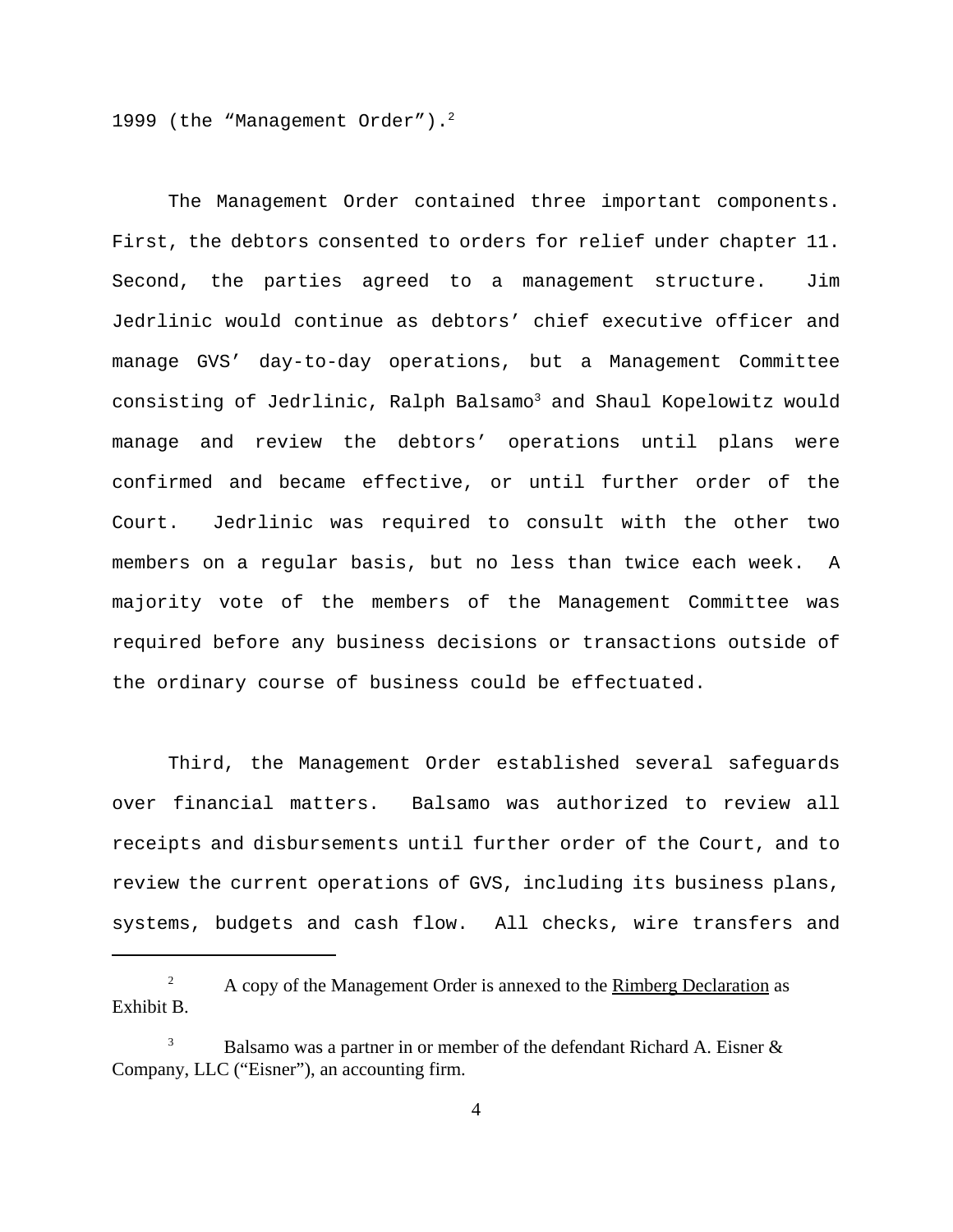1999 (the “Management Order”).[2]

The Management Order contained three important components. First, the debtors consented to orders for relief under chapter 11. Second, the parties agreed to a management structure. Jim Jedrlinic would continue as debtors’ chief executive officer and manage GVS’ day-to-day operations, but a Management Committee consisting of Jedrlinic, Ralph Balsamo[3] and Shaul Kopelowitz would manage and review the debtors’ operations until plans were confirmed and became effective, or until further order of the Court. Jedrlinic was required to consult with the other two members on a regular basis, but no less than twice each week. A majority vote of the members of the Management Committee was required before any business decisions or transactions outside of the ordinary course of business could be effectuated.

Third, the Management Order established several safeguards over financial matters. Balsamo was authorized to review all receipts and disbursements until further order of the Court, and to review the current operations of GVS, including its business plans, systems, budgets and cash flow. All checks, wire transfers and

---

[2] A copy of the Management Order is annexed to the Rimberg Declaration as Exhibit B.

[3] Balsamo was a partner in or member of the defendant Richard A. Eisner & Company, LLC (“Eisner”), an accounting firm.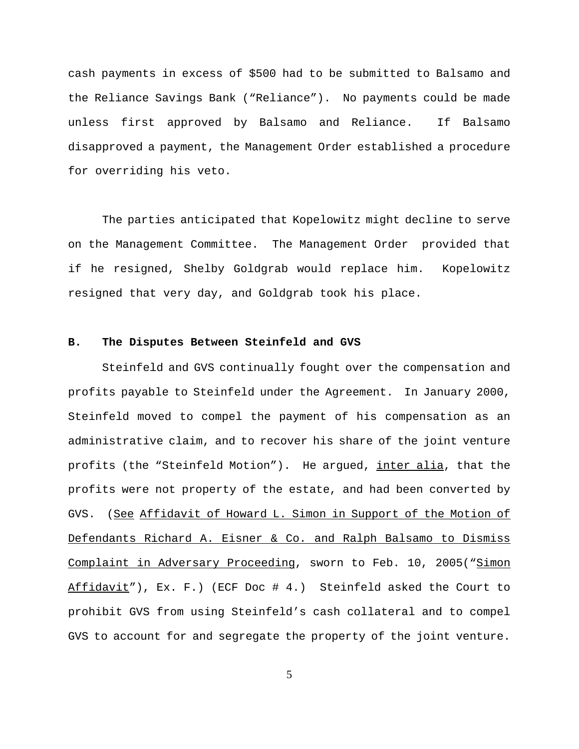cash payments in excess of $500 had to be submitted to Balsamo and the Reliance Savings Bank ("Reliance"). No payments could be made unless first approved by Balsamo and Reliance. If Balsamo disapproved a payment, the Management Order established a procedure for overriding his veto.

The parties anticipated that Kopelowitz might decline to serve on the Management Committee. The Management Order provided that if he resigned, Shelby Goldgrab would replace him. Kopelowitz resigned that very day, and Goldgrab took his place.

### B. The Disputes Between Steinfeld and GVS

Steinfeld and GVS continually fought over the compensation and profits payable to Steinfeld under the Agreement. In January 2000, Steinfeld moved to compel the payment of his compensation as an administrative claim, and to recover his share of the joint venture profits (the "Steinfeld Motion"). He argued, inter alia, that the profits were not property of the estate, and had been converted by GVS. (See Affidavit of Howard L. Simon in Support of the Motion of Defendants Richard A. Eisner & Co. and Ralph Balsamo to Dismiss Complaint in Adversary Proceeding, sworn to Feb. 10, 2005("Simon Affidavit"), Ex. F.) (ECF Doc # 4.) Steinfeld asked the Court to prohibit GVS from using Steinfeld's cash collateral and to compel GVS to account for and segregate the property of the joint venture.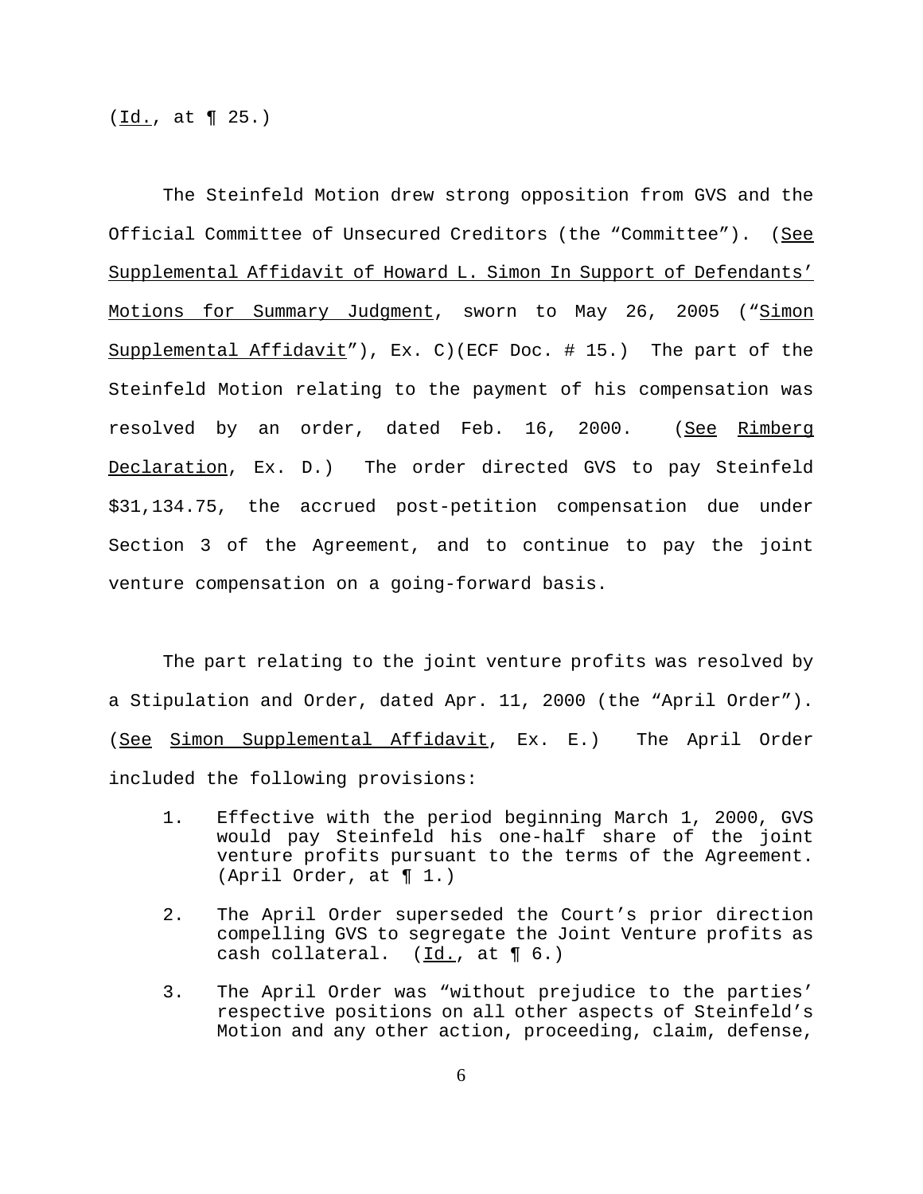(Id., at ¶ 25.)

The Steinfeld Motion drew strong opposition from GVS and the Official Committee of Unsecured Creditors (the "Committee"). (See Supplemental Affidavit of Howard L. Simon In Support of Defendants' Motions for Summary Judgment, sworn to May 26, 2005 ("Simon Supplemental Affidavit"), Ex. C)(ECF Doc. # 15.) The part of the Steinfeld Motion relating to the payment of his compensation was resolved by an order, dated Feb. 16, 2000. (See Rimberg Declaration, Ex. D.) The order directed GVS to pay Steinfeld $31,134.75, the accrued post-petition compensation due under Section 3 of the Agreement, and to continue to pay the joint venture compensation on a going-forward basis.

The part relating to the joint venture profits was resolved by a Stipulation and Order, dated Apr. 11, 2000 (the "April Order"). (See Simon Supplemental Affidavit, Ex. E.) The April Order included the following provisions:

1. Effective with the period beginning March 1, 2000, GVS would pay Steinfeld his one-half share of the joint venture profits pursuant to the terms of the Agreement. (April Order, at ¶ 1.)

2. The April Order superseded the Court's prior direction compelling GVS to segregate the Joint Venture profits as cash collateral. (Id., at ¶ 6.)

3. The April Order was "without prejudice to the parties' respective positions on all other aspects of Steinfeld's Motion and any other action, proceeding, claim, defense,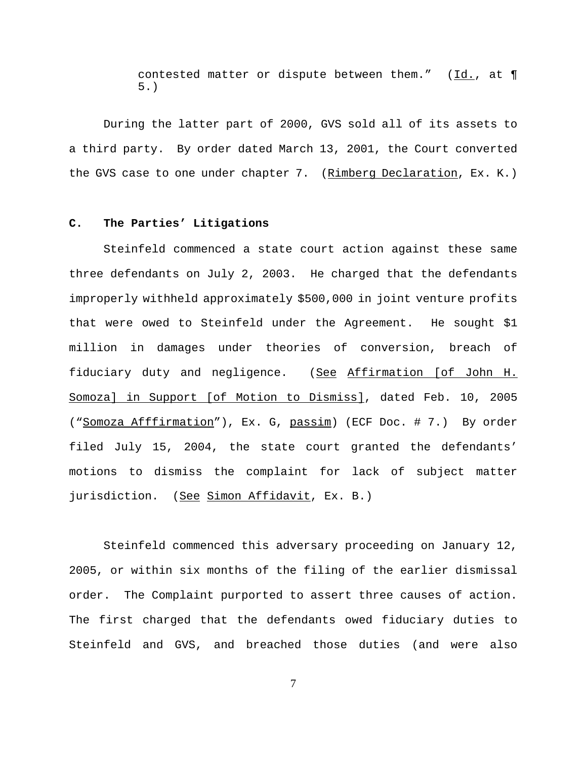contested matter or dispute between them." (Id., at ¶ 5.)

During the latter part of 2000, GVS sold all of its assets to a third party. By order dated March 13, 2001, the Court converted the GVS case to one under chapter 7. (Rimberg Declaration, Ex. K.)

### C. The Parties' Litigations

Steinfeld commenced a state court action against these same three defendants on July 2, 2003. He charged that the defendants improperly withheld approximately $500,000 in joint venture profits that were owed to Steinfeld under the Agreement. He sought $1 million in damages under theories of conversion, breach of fiduciary duty and negligence. (See Affirmation [of John H. Somoza] in Support [of Motion to Dismiss], dated Feb. 10, 2005 ("Somoza Afffirmation"), Ex. G, passim) (ECF Doc. # 7.) By order filed July 15, 2004, the state court granted the defendants' motions to dismiss the complaint for lack of subject matter jurisdiction. (See Simon Affidavit, Ex. B.)

Steinfeld commenced this adversary proceeding on January 12, 2005, or within six months of the filing of the earlier dismissal order. The Complaint purported to assert three causes of action. The first charged that the defendants owed fiduciary duties to Steinfeld and GVS, and breached those duties (and were also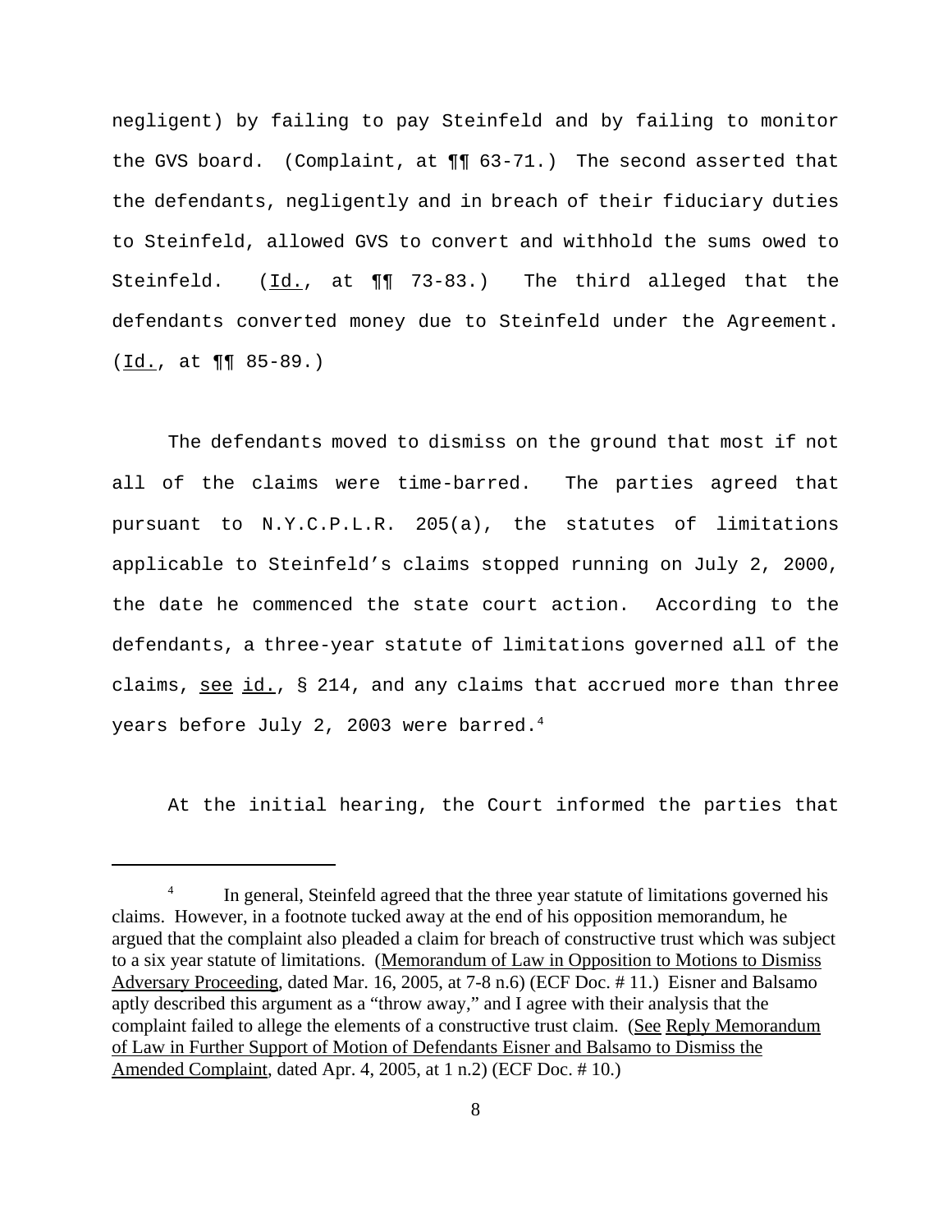negligent) by failing to pay Steinfeld and by failing to monitor the GVS board. (Complaint, at ¶¶ 63-71.) The second asserted that the defendants, negligently and in breach of their fiduciary duties to Steinfeld, allowed GVS to convert and withhold the sums owed to Steinfeld. (Id., at ¶¶ 73-83.) The third alleged that the defendants converted money due to Steinfeld under the Agreement. (Id., at ¶¶ 85-89.)

The defendants moved to dismiss on the ground that most if not all of the claims were time-barred. The parties agreed that pursuant to N.Y.C.P.L.R. 205(a), the statutes of limitations applicable to Steinfeld's claims stopped running on July 2, 2000, the date he commenced the state court action. According to the defendants, a three-year statute of limitations governed all of the claims, see id., § 214, and any claims that accrued more than three years before July 2, 2003 were barred.[4]

At the initial hearing, the Court informed the parties that

---

[4] In general, Steinfeld agreed that the three year statute of limitations governed his claims. However, in a footnote tucked away at the end of his opposition memorandum, he argued that the complaint also pleaded a claim for breach of constructive trust which was subject to a six year statute of limitations. (Memorandum of Law in Opposition to Motions to Dismiss Adversary Proceeding, dated Mar. 16, 2005, at 7-8 n.6) (ECF Doc. # 11.) Eisner and Balsamo aptly described this argument as a "throw away," and I agree with their analysis that the complaint failed to allege the elements of a constructive trust claim. (See Reply Memorandum of Law in Further Support of Motion of Defendants Eisner and Balsamo to Dismiss the Amended Complaint, dated Apr. 4, 2005, at 1 n.2) (ECF Doc. # 10.)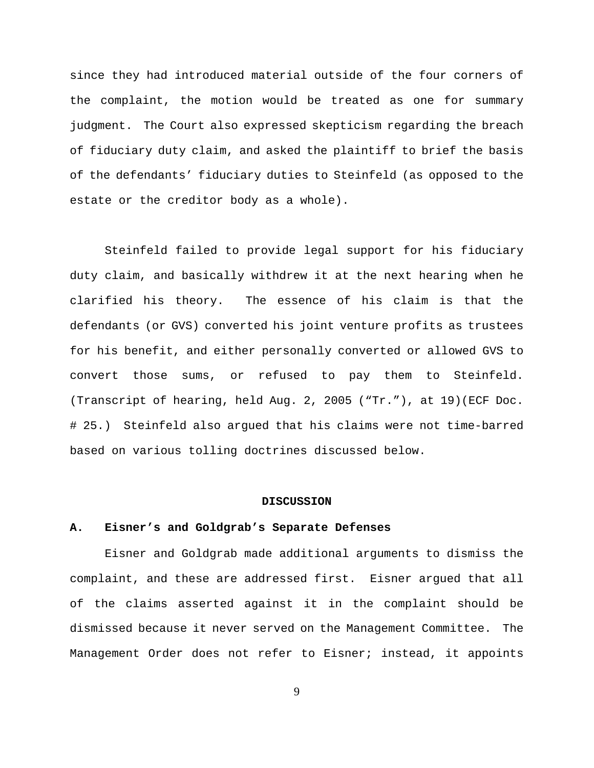since they had introduced material outside of the four corners of the complaint, the motion would be treated as one for summary judgment. The Court also expressed skepticism regarding the breach of fiduciary duty claim, and asked the plaintiff to brief the basis of the defendants' fiduciary duties to Steinfeld (as opposed to the estate or the creditor body as a whole).

Steinfeld failed to provide legal support for his fiduciary duty claim, and basically withdrew it at the next hearing when he clarified his theory. The essence of his claim is that the defendants (or GVS) converted his joint venture profits as trustees for his benefit, and either personally converted or allowed GVS to convert those sums, or refused to pay them to Steinfeld. (Transcript of hearing, held Aug. 2, 2005 ("Tr."), at 19)(ECF Doc. # 25.) Steinfeld also argued that his claims were not time-barred based on various tolling doctrines discussed below.

## DISCUSSION

### A. Eisner's and Goldgrab's Separate Defenses

Eisner and Goldgrab made additional arguments to dismiss the complaint, and these are addressed first. Eisner argued that all of the claims asserted against it in the complaint should be dismissed because it never served on the Management Committee. The Management Order does not refer to Eisner; instead, it appoints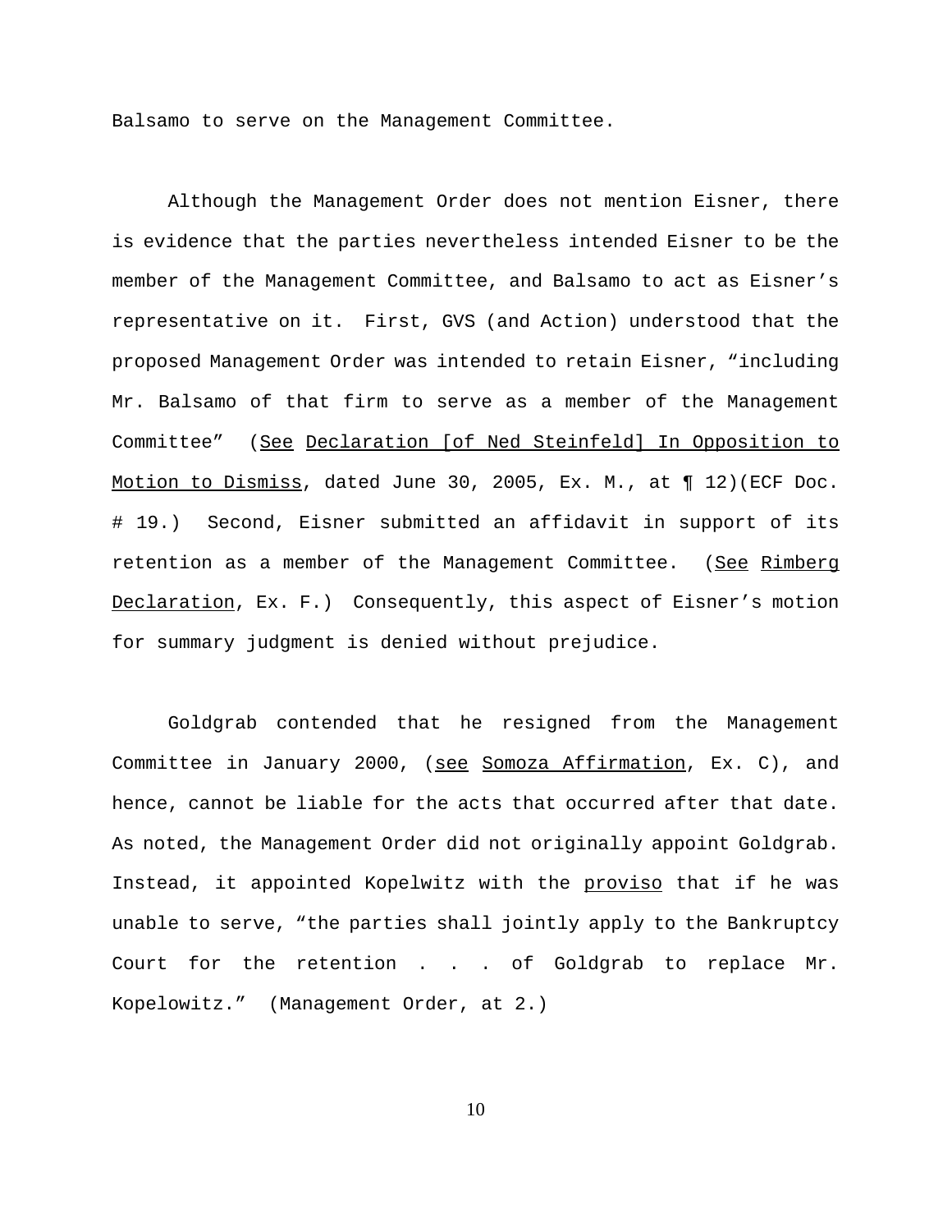Balsamo to serve on the Management Committee.

Although the Management Order does not mention Eisner, there is evidence that the parties nevertheless intended Eisner to be the member of the Management Committee, and Balsamo to act as Eisner's representative on it. First, GVS (and Action) understood that the proposed Management Order was intended to retain Eisner, "including Mr. Balsamo of that firm to serve as a member of the Management Committee" (See Declaration [of Ned Steinfeld] In Opposition to Motion to Dismiss, dated June 30, 2005, Ex. M., at ¶ 12)(ECF Doc. # 19.) Second, Eisner submitted an affidavit in support of its retention as a member of the Management Committee. (See Rimberg Declaration, Ex. F.) Consequently, this aspect of Eisner's motion for summary judgment is denied without prejudice.

Goldgrab contended that he resigned from the Management Committee in January 2000, (see Somoza Affirmation, Ex. C), and hence, cannot be liable for the acts that occurred after that date. As noted, the Management Order did not originally appoint Goldgrab. Instead, it appointed Kopelwitz with the proviso that if he was unable to serve, "the parties shall jointly apply to the Bankruptcy Court for the retention . . . of Goldgrab to replace Mr. Kopelowitz." (Management Order, at 2.)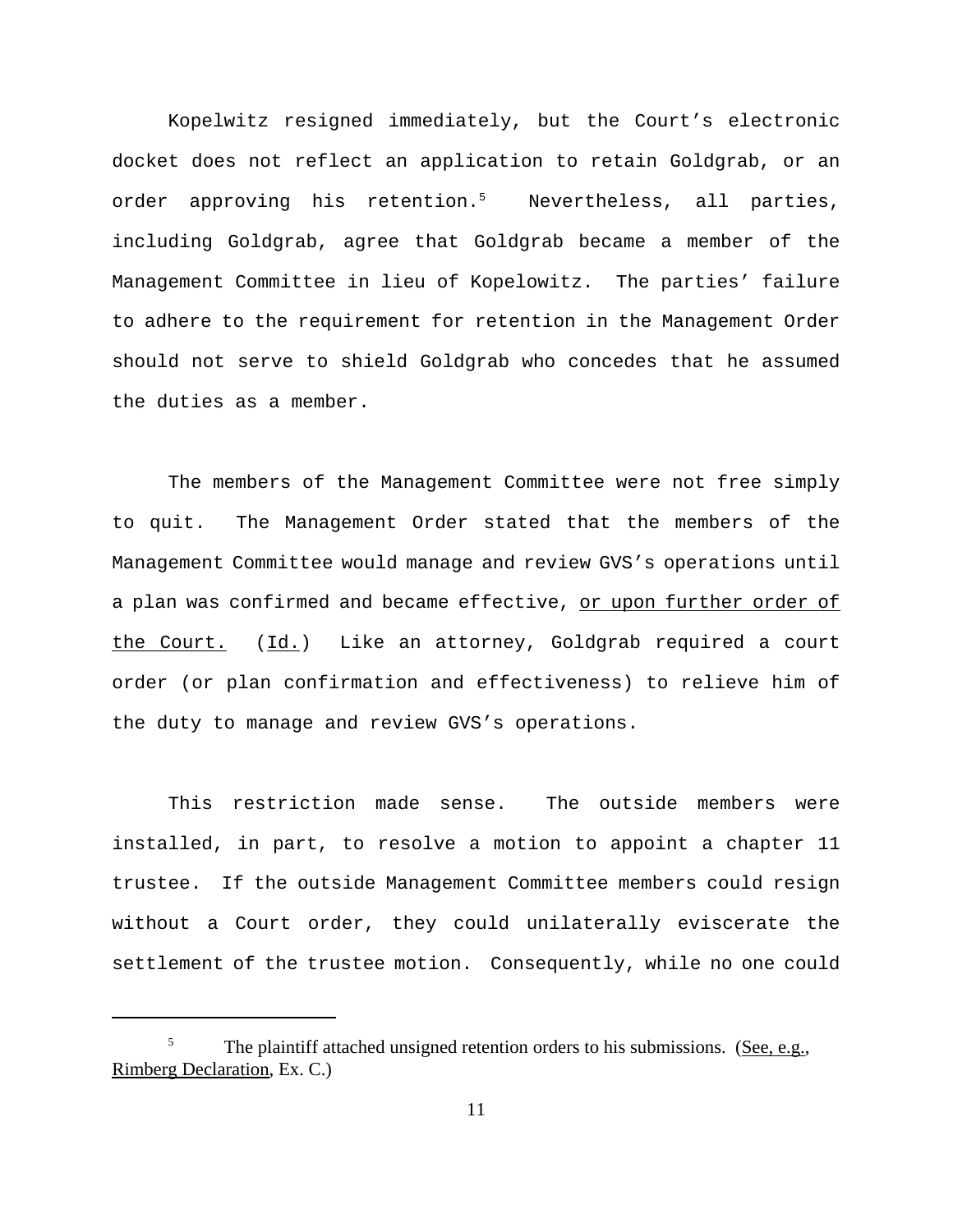Kopelwitz resigned immediately, but the Court's electronic docket does not reflect an application to retain Goldgrab, or an order approving his retention.[5] Nevertheless, all parties, including Goldgrab, agree that Goldgrab became a member of the Management Committee in lieu of Kopelowitz. The parties' failure to adhere to the requirement for retention in the Management Order should not serve to shield Goldgrab who concedes that he assumed the duties as a member.

The members of the Management Committee were not free simply to quit. The Management Order stated that the members of the Management Committee would manage and review GVS's operations until a plan was confirmed and became effective, <u>or upon further order of the Court.</u> (<u>Id.</u>) Like an attorney, Goldgrab required a court order (or plan confirmation and effectiveness) to relieve him of the duty to manage and review GVS's operations.

This restriction made sense. The outside members were installed, in part, to resolve a motion to appoint a chapter 11 trustee. If the outside Management Committee members could resign without a Court order, they could unilaterally eviscerate the settlement of the trustee motion. Consequently, while no one could

---

[5] The plaintiff attached unsigned retention orders to his submissions. (<u>See, e.g.</u>, <u>Rimberg Declaration</u>, Ex. C.)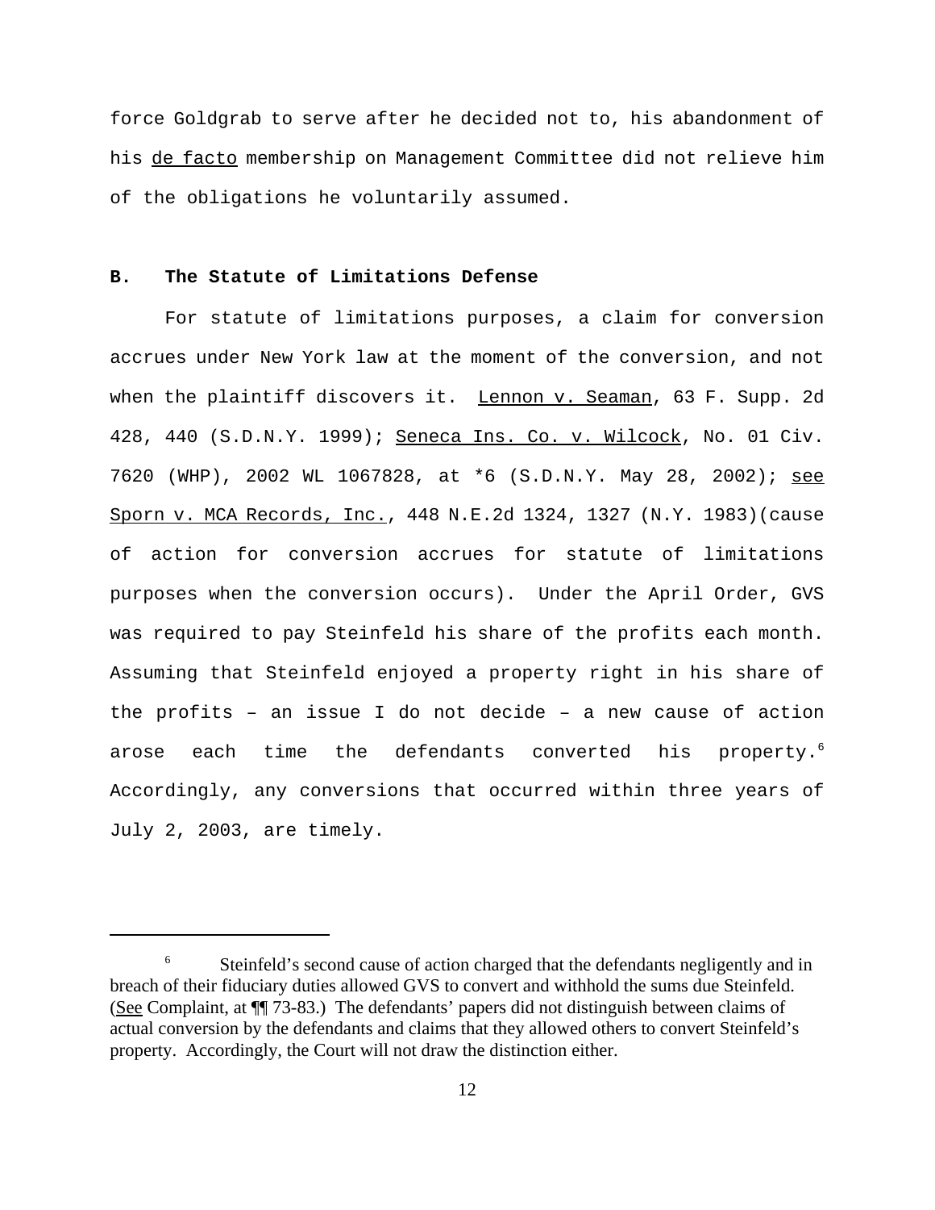force Goldgrab to serve after he decided not to, his abandonment of his de facto membership on Management Committee did not relieve him of the obligations he voluntarily assumed.

## B. The Statute of Limitations Defense

For statute of limitations purposes, a claim for conversion accrues under New York law at the moment of the conversion, and not when the plaintiff discovers it. Lennon v. Seaman, 63 F. Supp. 2d 428, 440 (S.D.N.Y. 1999); Seneca Ins. Co. v. Wilcock, No. 01 Civ. 7620 (WHP), 2002 WL 1067828, at *6 (S.D.N.Y. May 28, 2002); see Sporn v. MCA Records, Inc., 448 N.E.2d 1324, 1327 (N.Y. 1983)(cause of action for conversion accrues for statute of limitations purposes when the conversion occurs). Under the April Order, GVS was required to pay Steinfeld his share of the profits each month. Assuming that Steinfeld enjoyed a property right in his share of the profits – an issue I do not decide – a new cause of action arose each time the defendants converted his property.[6] Accordingly, any conversions that occurred within three years of July 2, 2003, are timely.

---

[6] Steinfeld's second cause of action charged that the defendants negligently and in breach of their fiduciary duties allowed GVS to convert and withhold the sums due Steinfeld. (See Complaint, at ¶¶ 73-83.) The defendants' papers did not distinguish between claims of actual conversion by the defendants and claims that they allowed others to convert Steinfeld's property. Accordingly, the Court will not draw the distinction either.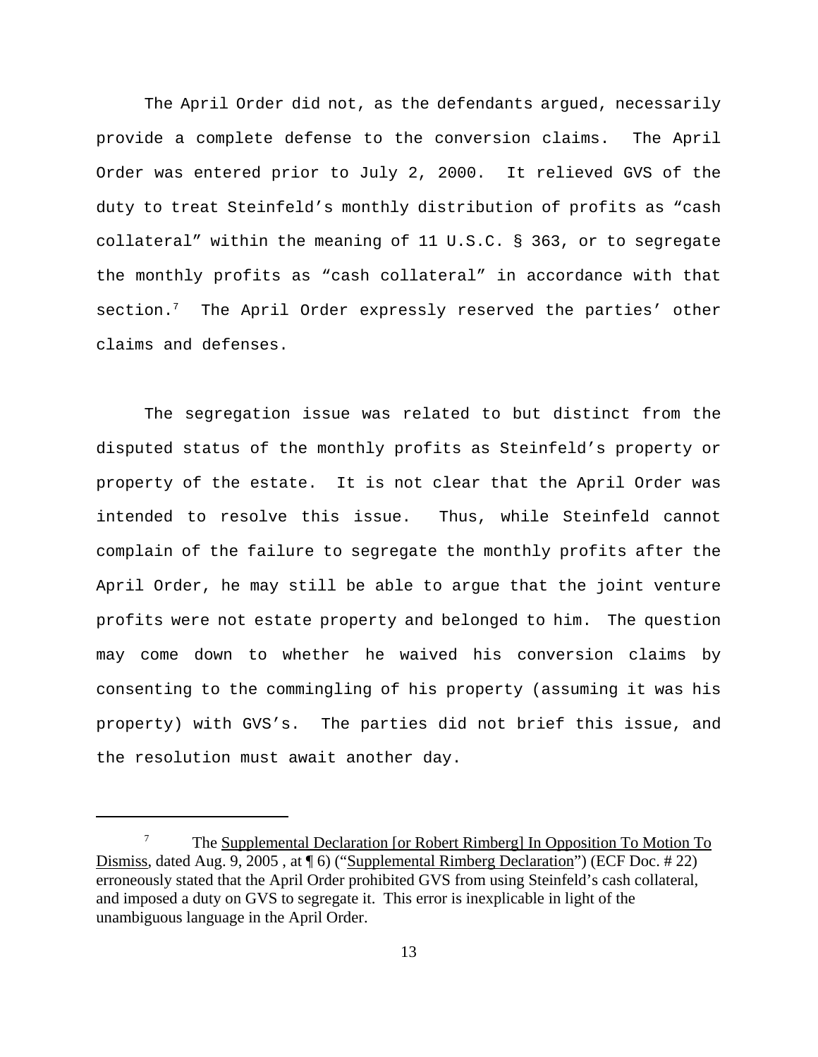The April Order did not, as the defendants argued, necessarily provide a complete defense to the conversion claims. The April Order was entered prior to July 2, 2000. It relieved GVS of the duty to treat Steinfeld's monthly distribution of profits as "cash collateral" within the meaning of 11 U.S.C. § 363, or to segregate the monthly profits as "cash collateral" in accordance with that section.[7] The April Order expressly reserved the parties' other claims and defenses.

The segregation issue was related to but distinct from the disputed status of the monthly profits as Steinfeld's property or property of the estate. It is not clear that the April Order was intended to resolve this issue. Thus, while Steinfeld cannot complain of the failure to segregate the monthly profits after the April Order, he may still be able to argue that the joint venture profits were not estate property and belonged to him. The question may come down to whether he waived his conversion claims by consenting to the commingling of his property (assuming it was his property) with GVS's. The parties did not brief this issue, and the resolution must await another day.

---

[7] The Supplemental Declaration [or Robert Rimberg] In Opposition To Motion To Dismiss, dated Aug. 9, 2005 , at ¶ 6) ("Supplemental Rimberg Declaration") (ECF Doc. # 22) erroneously stated that the April Order prohibited GVS from using Steinfeld's cash collateral, and imposed a duty on GVS to segregate it. This error is inexplicable in light of the unambiguous language in the April Order.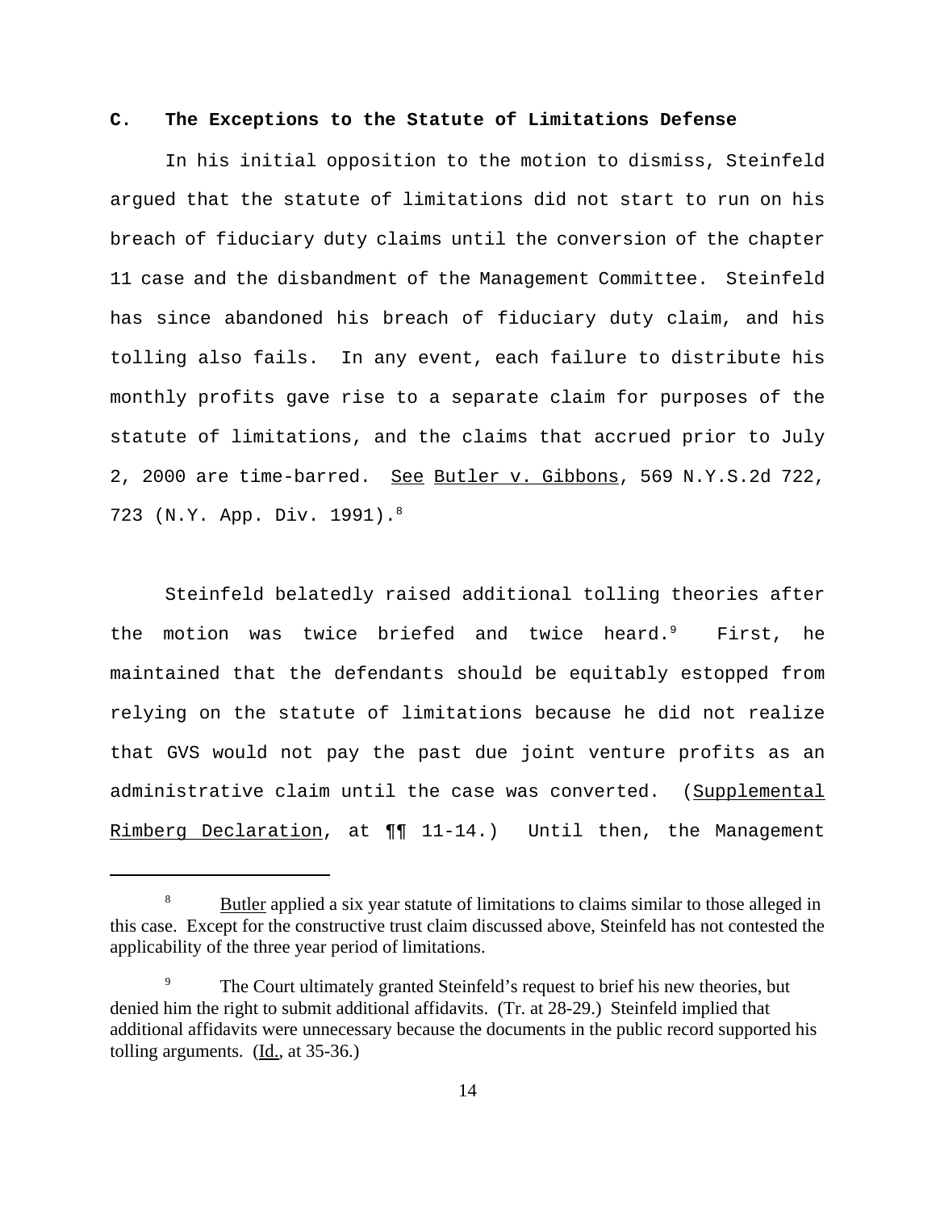### C. The Exceptions to the Statute of Limitations Defense

In his initial opposition to the motion to dismiss, Steinfeld argued that the statute of limitations did not start to run on his breach of fiduciary duty claims until the conversion of the chapter 11 case and the disbandment of the Management Committee. Steinfeld has since abandoned his breach of fiduciary duty claim, and his tolling also fails. In any event, each failure to distribute his monthly profits gave rise to a separate claim for purposes of the statute of limitations, and the claims that accrued prior to July 2, 2000 are time-barred. See Butler v. Gibbons, 569 N.Y.S.2d 722, 723 (N.Y. App. Div. 1991).[8]

Steinfeld belatedly raised additional tolling theories after the motion was twice briefed and twice heard.[9] First, he maintained that the defendants should be equitably estopped from relying on the statute of limitations because he did not realize that GVS would not pay the past due joint venture profits as an administrative claim until the case was converted. (Supplemental Rimberg Declaration, at ¶¶ 11-14.) Until then, the Management

---

[8] Butler applied a six year statute of limitations to claims similar to those alleged in this case. Except for the constructive trust claim discussed above, Steinfeld has not contested the applicability of the three year period of limitations.

[9] The Court ultimately granted Steinfeld's request to brief his new theories, but denied him the right to submit additional affidavits. (Tr. at 28-29.) Steinfeld implied that additional affidavits were unnecessary because the documents in the public record supported his tolling arguments. (Id., at 35-36.)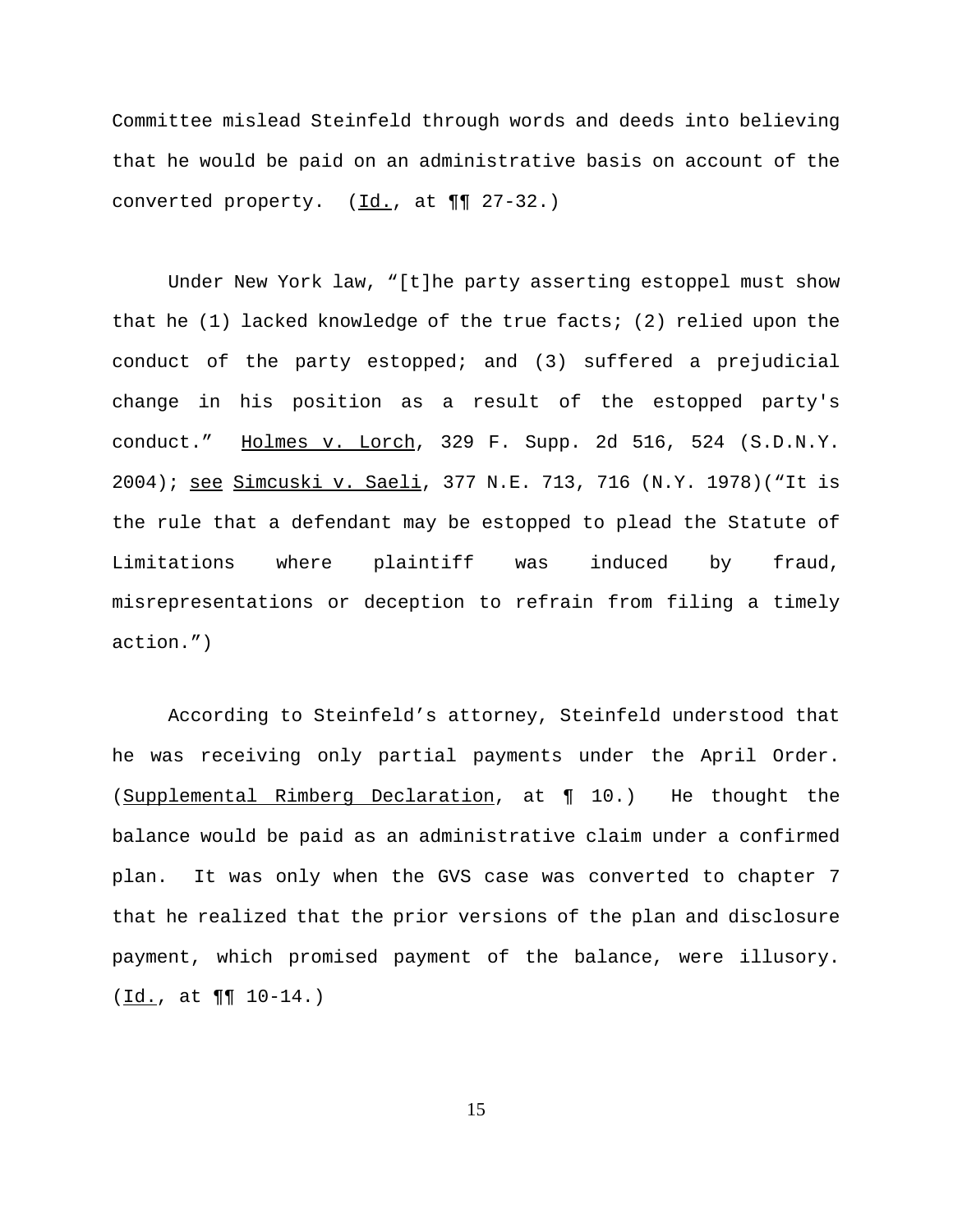Committee mislead Steinfeld through words and deeds into believing that he would be paid on an administrative basis on account of the converted property. (Id., at ¶¶ 27-32.)

Under New York law, "[t]he party asserting estoppel must show that he (1) lacked knowledge of the true facts; (2) relied upon the conduct of the party estopped; and (3) suffered a prejudicial change in his position as a result of the estopped party's conduct." Holmes v. Lorch, 329 F. Supp. 2d 516, 524 (S.D.N.Y. 2004); see Simcuski v. Saeli, 377 N.E. 713, 716 (N.Y. 1978)("It is the rule that a defendant may be estopped to plead the Statute of Limitations where plaintiff was induced by fraud, misrepresentations or deception to refrain from filing a timely action.")

According to Steinfeld's attorney, Steinfeld understood that he was receiving only partial payments under the April Order. (Supplemental Rimberg Declaration, at ¶ 10.) He thought the balance would be paid as an administrative claim under a confirmed plan. It was only when the GVS case was converted to chapter 7 that he realized that the prior versions of the plan and disclosure payment, which promised payment of the balance, were illusory. (Id., at ¶¶ 10-14.)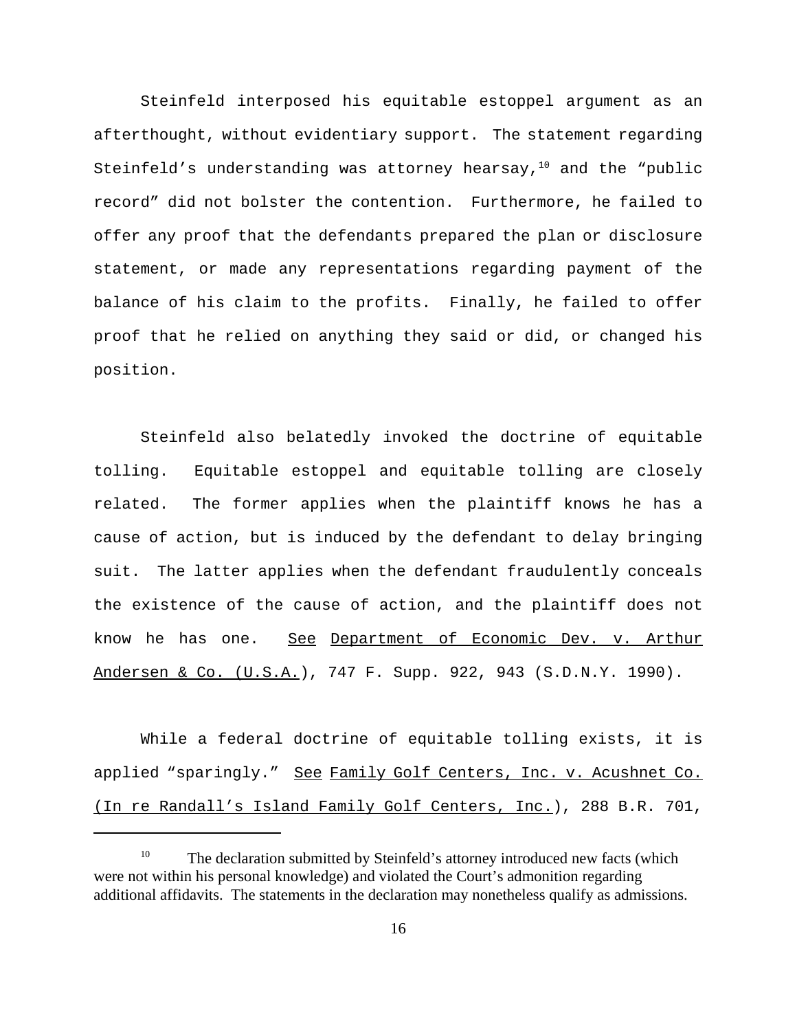Steinfeld interposed his equitable estoppel argument as an afterthought, without evidentiary support. The statement regarding Steinfeld's understanding was attorney hearsay,[10] and the "public record" did not bolster the contention. Furthermore, he failed to offer any proof that the defendants prepared the plan or disclosure statement, or made any representations regarding payment of the balance of his claim to the profits. Finally, he failed to offer proof that he relied on anything they said or did, or changed his position.

Steinfeld also belatedly invoked the doctrine of equitable tolling. Equitable estoppel and equitable tolling are closely related. The former applies when the plaintiff knows he has a cause of action, but is induced by the defendant to delay bringing suit. The latter applies when the defendant fraudulently conceals the existence of the cause of action, and the plaintiff does not know he has one. See Department of Economic Dev. v. Arthur Andersen & Co. (U.S.A.), 747 F. Supp. 922, 943 (S.D.N.Y. 1990).

While a federal doctrine of equitable tolling exists, it is applied "sparingly." See Family Golf Centers, Inc. v. Acushnet Co. (In re Randall's Island Family Golf Centers, Inc.), 288 B.R. 701,

---

[10] The declaration submitted by Steinfeld's attorney introduced new facts (which were not within his personal knowledge) and violated the Court's admonition regarding additional affidavits. The statements in the declaration may nonetheless qualify as admissions.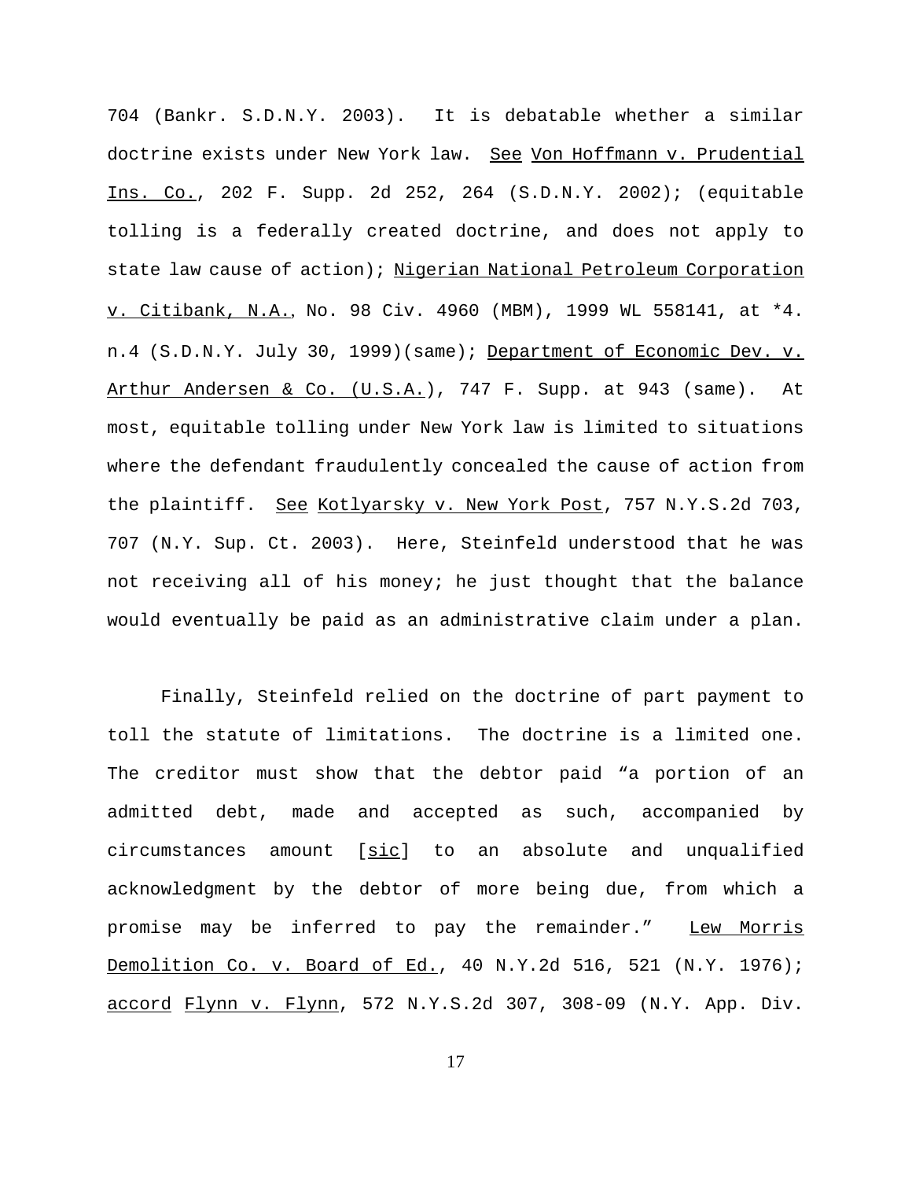704 (Bankr. S.D.N.Y. 2003). It is debatable whether a similar doctrine exists under New York law. See Von Hoffmann v. Prudential Ins. Co., 202 F. Supp. 2d 252, 264 (S.D.N.Y. 2002); (equitable tolling is a federally created doctrine, and does not apply to state law cause of action); Nigerian National Petroleum Corporation v. Citibank, N.A., No. 98 Civ. 4960 (MBM), 1999 WL 558141, at *4. n.4 (S.D.N.Y. July 30, 1999)(same); Department of Economic Dev. v. Arthur Andersen & Co. (U.S.A.), 747 F. Supp. at 943 (same). At most, equitable tolling under New York law is limited to situations where the defendant fraudulently concealed the cause of action from the plaintiff. See Kotlyarsky v. New York Post, 757 N.Y.S.2d 703, 707 (N.Y. Sup. Ct. 2003). Here, Steinfeld understood that he was not receiving all of his money; he just thought that the balance would eventually be paid as an administrative claim under a plan.

Finally, Steinfeld relied on the doctrine of part payment to toll the statute of limitations. The doctrine is a limited one. The creditor must show that the debtor paid "a portion of an admitted debt, made and accepted as such, accompanied by circumstances amount [sic] to an absolute and unqualified acknowledgment by the debtor of more being due, from which a promise may be inferred to pay the remainder." Lew Morris Demolition Co. v. Board of Ed., 40 N.Y.2d 516, 521 (N.Y. 1976); accord Flynn v. Flynn, 572 N.Y.S.2d 307, 308-09 (N.Y. App. Div.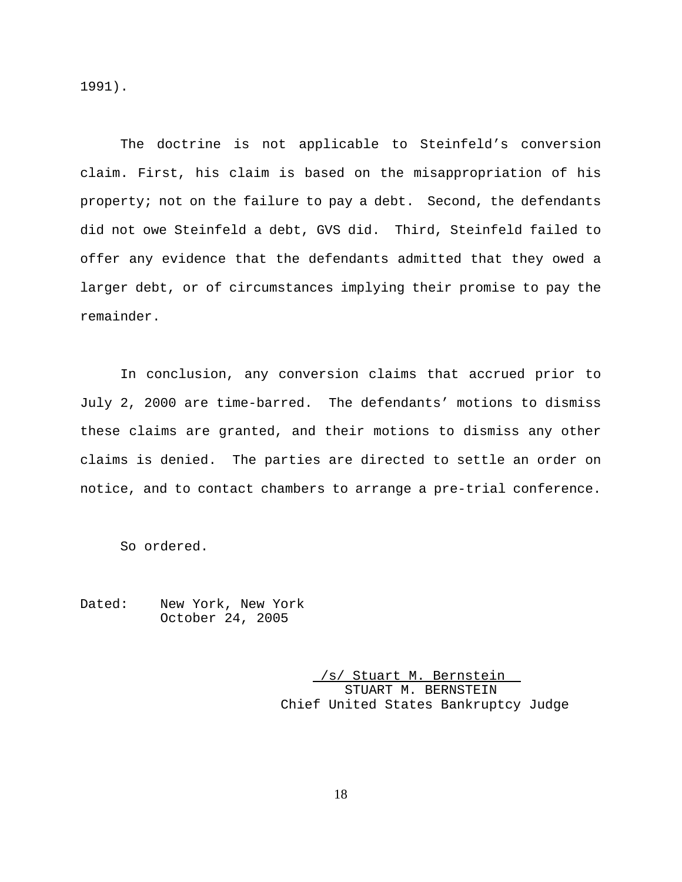1991).

The doctrine is not applicable to Steinfeld's conversion claim. First, his claim is based on the misappropriation of his property; not on the failure to pay a debt. Second, the defendants did not owe Steinfeld a debt, GVS did. Third, Steinfeld failed to offer any evidence that the defendants admitted that they owed a larger debt, or of circumstances implying their promise to pay the remainder.

In conclusion, any conversion claims that accrued prior to July 2, 2000 are time-barred. The defendants' motions to dismiss these claims are granted, and their motions to dismiss any other claims is denied. The parties are directed to settle an order on notice, and to contact chambers to arrange a pre-trial conference.

So ordered.

Dated: New York, New York
October 24, 2005

/s/ Stuart M. Bernstein
STUART M. BERNSTEIN
Chief United States Bankruptcy Judge